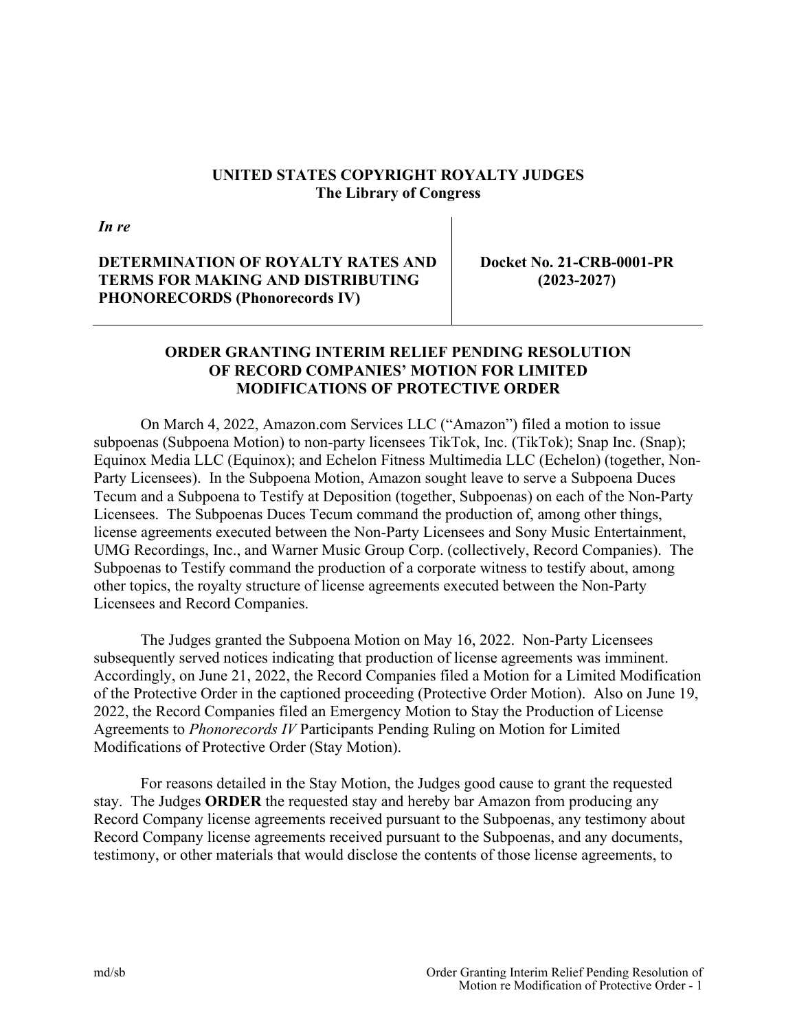**UNITED STATES COPYRIGHT ROYALTY JUDGES**
**The Library of Congress**

| *In re* | |
|---|---|
| **DETERMINATION OF ROYALTY RATES AND TERMS FOR MAKING AND DISTRIBUTING PHONORECORDS (Phonorecords IV)** | **Docket No. 21-CRB-0001-PR (2023-2027)** |

## ORDER GRANTING INTERIM RELIEF PENDING RESOLUTION OF RECORD COMPANIES' MOTION FOR LIMITED MODIFICATIONS OF PROTECTIVE ORDER

On March 4, 2022, Amazon.com Services LLC ("Amazon") filed a motion to issue subpoenas (Subpoena Motion) to non-party licensees TikTok, Inc. (TikTok); Snap Inc. (Snap); Equinox Media LLC (Equinox); and Echelon Fitness Multimedia LLC (Echelon) (together, Non-Party Licensees). In the Subpoena Motion, Amazon sought leave to serve a Subpoena Duces Tecum and a Subpoena to Testify at Deposition (together, Subpoenas) on each of the Non-Party Licensees. The Subpoenas Duces Tecum command the production of, among other things, license agreements executed between the Non-Party Licensees and Sony Music Entertainment, UMG Recordings, Inc., and Warner Music Group Corp. (collectively, Record Companies). The Subpoenas to Testify command the production of a corporate witness to testify about, among other topics, the royalty structure of license agreements executed between the Non-Party Licensees and Record Companies.

The Judges granted the Subpoena Motion on May 16, 2022. Non-Party Licensees subsequently served notices indicating that production of license agreements was imminent. Accordingly, on June 21, 2022, the Record Companies filed a Motion for a Limited Modification of the Protective Order in the captioned proceeding (Protective Order Motion). Also on June 19, 2022, the Record Companies filed an Emergency Motion to Stay the Production of License Agreements to *Phonorecords IV* Participants Pending Ruling on Motion for Limited Modifications of Protective Order (Stay Motion).

For reasons detailed in the Stay Motion, the Judges good cause to grant the requested stay. The Judges **ORDER** the requested stay and hereby bar Amazon from producing any Record Company license agreements received pursuant to the Subpoenas, any testimony about Record Company license agreements received pursuant to the Subpoenas, and any documents, testimony, or other materials that would disclose the contents of those license agreements, to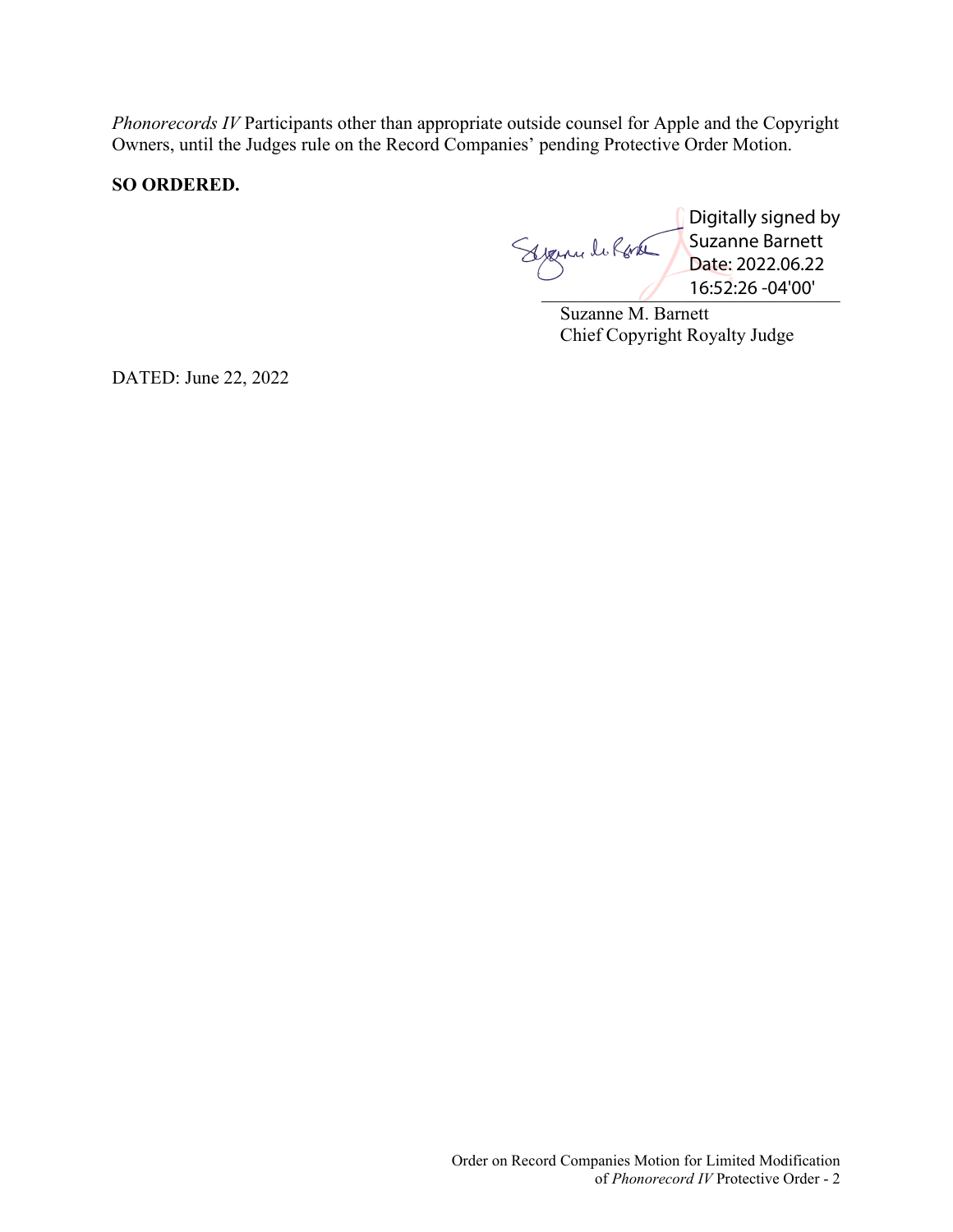*Phonorecords IV* Participants other than appropriate outside counsel for Apple and the Copyright Owners, until the Judges rule on the Record Companies' pending Protective Order Motion.

**SO ORDERED.**

Digitally signed by Suzanne Barnett
Date: 2022.06.22 16:52:26 -04'00'

Suzanne M. Barnett
Chief Copyright Royalty Judge

DATED: June 22, 2022